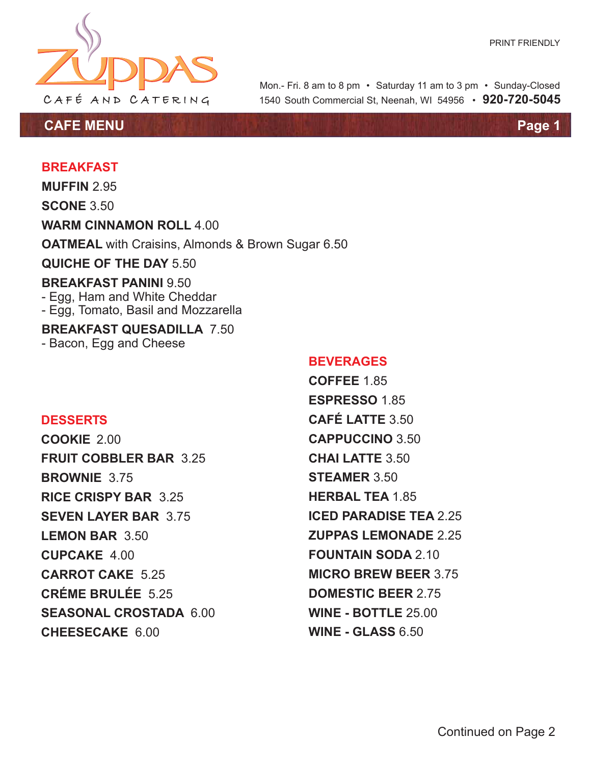PRINT FRIENDLY

# ZUPPAS

CAFÉ AND CATERING

Mon.- Fri. 8 am to 8 pm • Saturday 11 am to 3 pm • Sunday-Closed
1540 South Commercial St, Neenah, WI 54956 • **920-720-5045**

## CAFE MENU

Page 1

### BREAKFAST

**MUFFIN** 2.95

**SCONE** 3.50

**WARM CINNAMON ROLL** 4.00

**OATMEAL** with Craisins, Almonds & Brown Sugar 6.50

**QUICHE OF THE DAY** 5.50

**BREAKFAST PANINI** 9.50
- Egg, Ham and White Cheddar
- Egg, Tomato, Basil and Mozzarella

**BREAKFAST QUESADILLA** 7.50
- Bacon, Egg and Cheese

### DESSERTS

**COOKIE** 2.00

**FRUIT COBBLER BAR** 3.25

**BROWNIE** 3.75

**RICE CRISPY BAR** 3.25

**SEVEN LAYER BAR** 3.75

**LEMON BAR** 3.50

**CUPCAKE** 4.00

**CARROT CAKE** 5.25

**CRÉME BRULÉE** 5.25

**SEASONAL CROSTADA** 6.00

**CHEESECAKE** 6.00

### BEVERAGES

**COFFEE** 1.85

**ESPRESSO** 1.85

**CAFÉ LATTE** 3.50

**CAPPUCCINO** 3.50

**CHAI LATTE** 3.50

**STEAMER** 3.50

**HERBAL TEA** 1.85

**ICED PARADISE TEA** 2.25

**ZUPPAS LEMONADE** 2.25

**FOUNTAIN SODA** 2.10

**MICRO BREW BEER** 3.75

**DOMESTIC BEER** 2.75

**WINE - BOTTLE** 25.00

**WINE - GLASS** 6.50

Continued on Page 2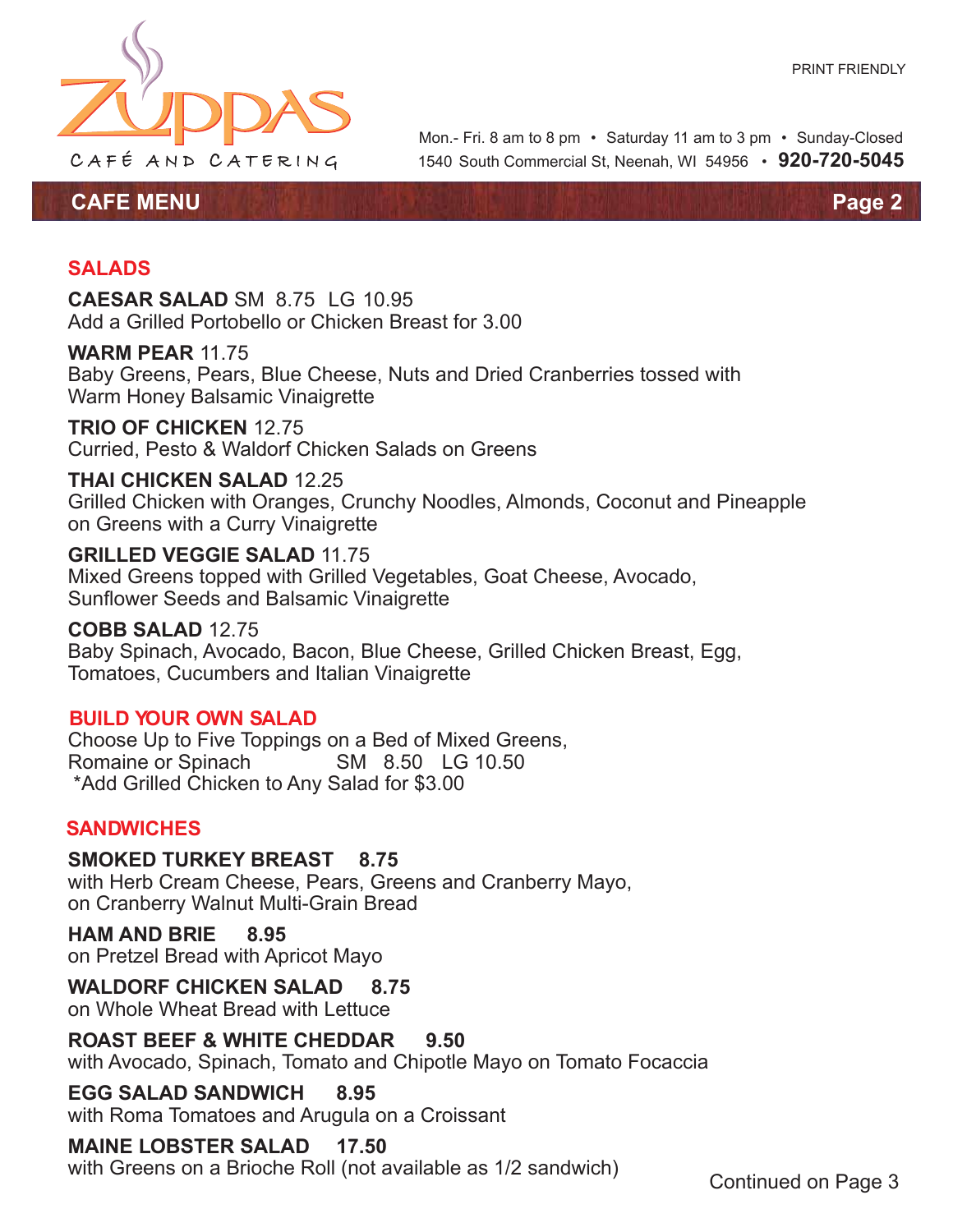ZUPPAS CAFÉ AND CATERING

PRINT FRIENDLY

Mon.- Fri. 8 am to 8 pm • Saturday 11 am to 3 pm • Sunday-Closed
1540 South Commercial St, Neenah, WI 54956 • **920-720-5045**

## CAFE MENU

## SALADS

**CAESAR SALAD** SM 8.75 LG 10.95
Add a Grilled Portobello or Chicken Breast for 3.00

**WARM PEAR** 11.75
Baby Greens, Pears, Blue Cheese, Nuts and Dried Cranberries tossed with Warm Honey Balsamic Vinaigrette

**TRIO OF CHICKEN** 12.75
Curried, Pesto & Waldorf Chicken Salads on Greens

**THAI CHICKEN SALAD** 12.25
Grilled Chicken with Oranges, Crunchy Noodles, Almonds, Coconut and Pineapple on Greens with a Curry Vinaigrette

**GRILLED VEGGIE SALAD** 11.75
Mixed Greens topped with Grilled Vegetables, Goat Cheese, Avocado, Sunflower Seeds and Balsamic Vinaigrette

**COBB SALAD** 12.75
Baby Spinach, Avocado, Bacon, Blue Cheese, Grilled Chicken Breast, Egg, Tomatoes, Cucumbers and Italian Vinaigrette

## BUILD YOUR OWN SALAD

Choose Up to Five Toppings on a Bed of Mixed Greens, Romaine or Spinach SM 8.50 LG 10.50
*Add Grilled Chicken to Any Salad for $3.00

## SANDWICHES

**SMOKED TURKEY BREAST 8.75**
with Herb Cream Cheese, Pears, Greens and Cranberry Mayo, on Cranberry Walnut Multi-Grain Bread

**HAM AND BRIE 8.95**
on Pretzel Bread with Apricot Mayo

**WALDORF CHICKEN SALAD 8.75**
on Whole Wheat Bread with Lettuce

**ROAST BEEF & WHITE CHEDDAR 9.50**
with Avocado, Spinach, Tomato and Chipotle Mayo on Tomato Focaccia

**EGG SALAD SANDWICH 8.95**
with Roma Tomatoes and Arugula on a Croissant

**MAINE LOBSTER SALAD 17.50**
with Greens on a Brioche Roll (not available as 1/2 sandwich)

Continued on Page 3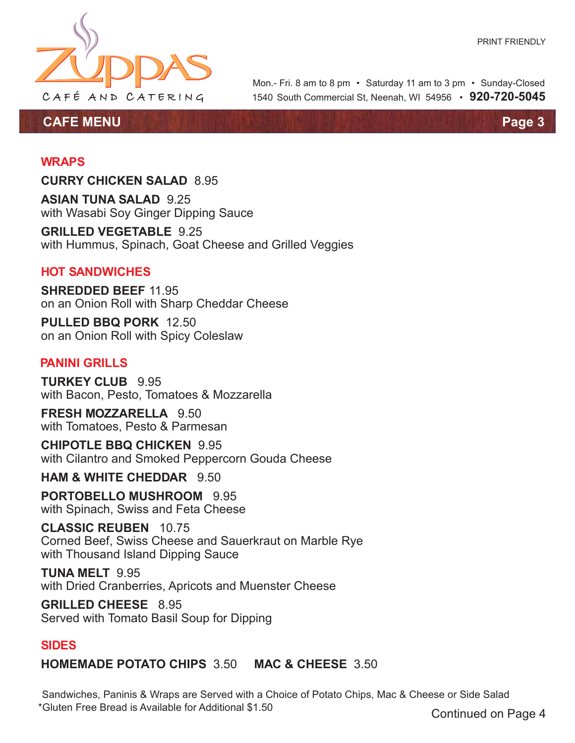PRINT FRIENDLY

# ZUPPAS
CAFÉ AND CATERING

Mon.- Fri. 8 am to 8 pm • Saturday 11 am to 3 pm • Sunday-Closed
1540 South Commercial St, Neenah, WI 54956 • **920-720-5045**

## CAFE MENU

## WRAPS

**CURRY CHICKEN SALAD** 8.95

**ASIAN TUNA SALAD** 9.25
with Wasabi Soy Ginger Dipping Sauce

**GRILLED VEGETABLE** 9.25
with Hummus, Spinach, Goat Cheese and Grilled Veggies

## HOT SANDWICHES

**SHREDDED BEEF** 11.95
on an Onion Roll with Sharp Cheddar Cheese

**PULLED BBQ PORK** 12.50
on an Onion Roll with Spicy Coleslaw

## PANINI GRILLS

**TURKEY CLUB** 9.95
with Bacon, Pesto, Tomatoes & Mozzarella

**FRESH MOZZARELLA** 9.50
with Tomatoes, Pesto & Parmesan

**CHIPOTLE BBQ CHICKEN** 9.95
with Cilantro and Smoked Peppercorn Gouda Cheese

**HAM & WHITE CHEDDAR** 9.50

**PORTOBELLO MUSHROOM** 9.95
with Spinach, Swiss and Feta Cheese

**CLASSIC REUBEN** 10.75
Corned Beef, Swiss Cheese and Sauerkraut on Marble Rye
with Thousand Island Dipping Sauce

**TUNA MELT** 9.95
with Dried Cranberries, Apricots and Muenster Cheese

**GRILLED CHEESE** 8.95
Served with Tomato Basil Soup for Dipping

## SIDES

**HOMEMADE POTATO CHIPS** 3.50 **MAC & CHEESE** 3.50

Sandwiches, Paninis & Wraps are Served with a Choice of Potato Chips, Mac & Cheese or Side Salad
*Gluten Free Bread is Available for Additional $1.50

Continued on Page 4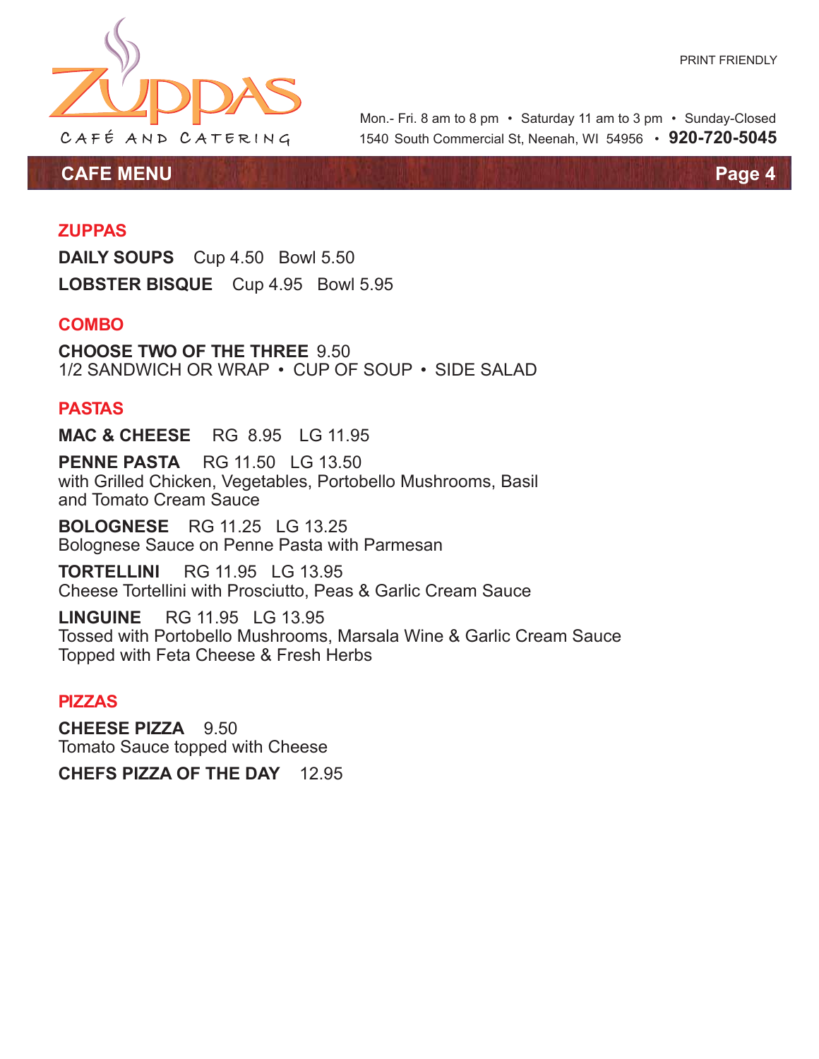# ZUPPAS

CAFÉ AND CATERING

PRINT FRIENDLY

Mon.- Fri. 8 am to 8 pm • Saturday 11 am to 3 pm • Sunday-Closed
1540 South Commercial St, Neenah, WI 54956 • **920-720-5045**

## CAFE MENU

### ZUPPAS

**DAILY SOUPS** Cup 4.50 Bowl 5.50

**LOBSTER BISQUE** Cup 4.95 Bowl 5.95

### COMBO

**CHOOSE TWO OF THE THREE** 9.50
1/2 SANDWICH OR WRAP • CUP OF SOUP • SIDE SALAD

### PASTAS

**MAC & CHEESE** RG 8.95 LG 11.95

**PENNE PASTA** RG 11.50 LG 13.50
with Grilled Chicken, Vegetables, Portobello Mushrooms, Basil and Tomato Cream Sauce

**BOLOGNESE** RG 11.25 LG 13.25
Bolognese Sauce on Penne Pasta with Parmesan

**TORTELLINI** RG 11.95 LG 13.95
Cheese Tortellini with Prosciutto, Peas & Garlic Cream Sauce

**LINGUINE** RG 11.95 LG 13.95
Tossed with Portobello Mushrooms, Marsala Wine & Garlic Cream Sauce
Topped with Feta Cheese & Fresh Herbs

### PIZZAS

**CHEESE PIZZA** 9.50
Tomato Sauce topped with Cheese

**CHEFS PIZZA OF THE DAY** 12.95